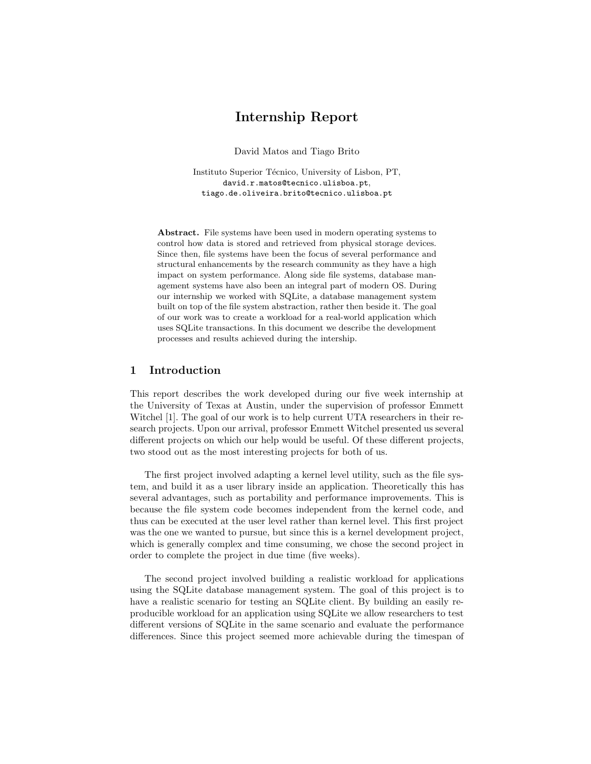# Internship Report

David Matos and Tiago Brito

Instituto Superior Técnico, University of Lisbon, PT,
david.r.matos@tecnico.ulisboa.pt,
tiago.de.oliveira.brito@tecnico.ulisboa.pt

**Abstract.** File systems have been used in modern operating systems to control how data is stored and retrieved from physical storage devices. Since then, file systems have been the focus of several performance and structural enhancements by the research community as they have a high impact on system performance. Along side file systems, database management systems have also been an integral part of modern OS. During our internship we worked with SQLite, a database management system built on top of the file system abstraction, rather then beside it. The goal of our work was to create a workload for a real-world application which uses SQLite transactions. In this document we describe the development processes and results achieved during the intership.

## 1 Introduction

This report describes the work developed during our five week internship at the University of Texas at Austin, under the supervision of professor Emmett Witchel [1]. The goal of our work is to help current UTA researchers in their research projects. Upon our arrival, professor Emmett Witchel presented us several different projects on which our help would be useful. Of these different projects, two stood out as the most interesting projects for both of us.

The first project involved adapting a kernel level utility, such as the file system, and build it as a user library inside an application. Theoretically this has several advantages, such as portability and performance improvements. This is because the file system code becomes independent from the kernel code, and thus can be executed at the user level rather than kernel level. This first project was the one we wanted to pursue, but since this is a kernel development project, which is generally complex and time consuming, we chose the second project in order to complete the project in due time (five weeks).

The second project involved building a realistic workload for applications using the SQLite database management system. The goal of this project is to have a realistic scenario for testing an SQLite client. By building an easily reproducible workload for an application using SQLite we allow researchers to test different versions of SQLite in the same scenario and evaluate the performance differences. Since this project seemed more achievable during the timespan of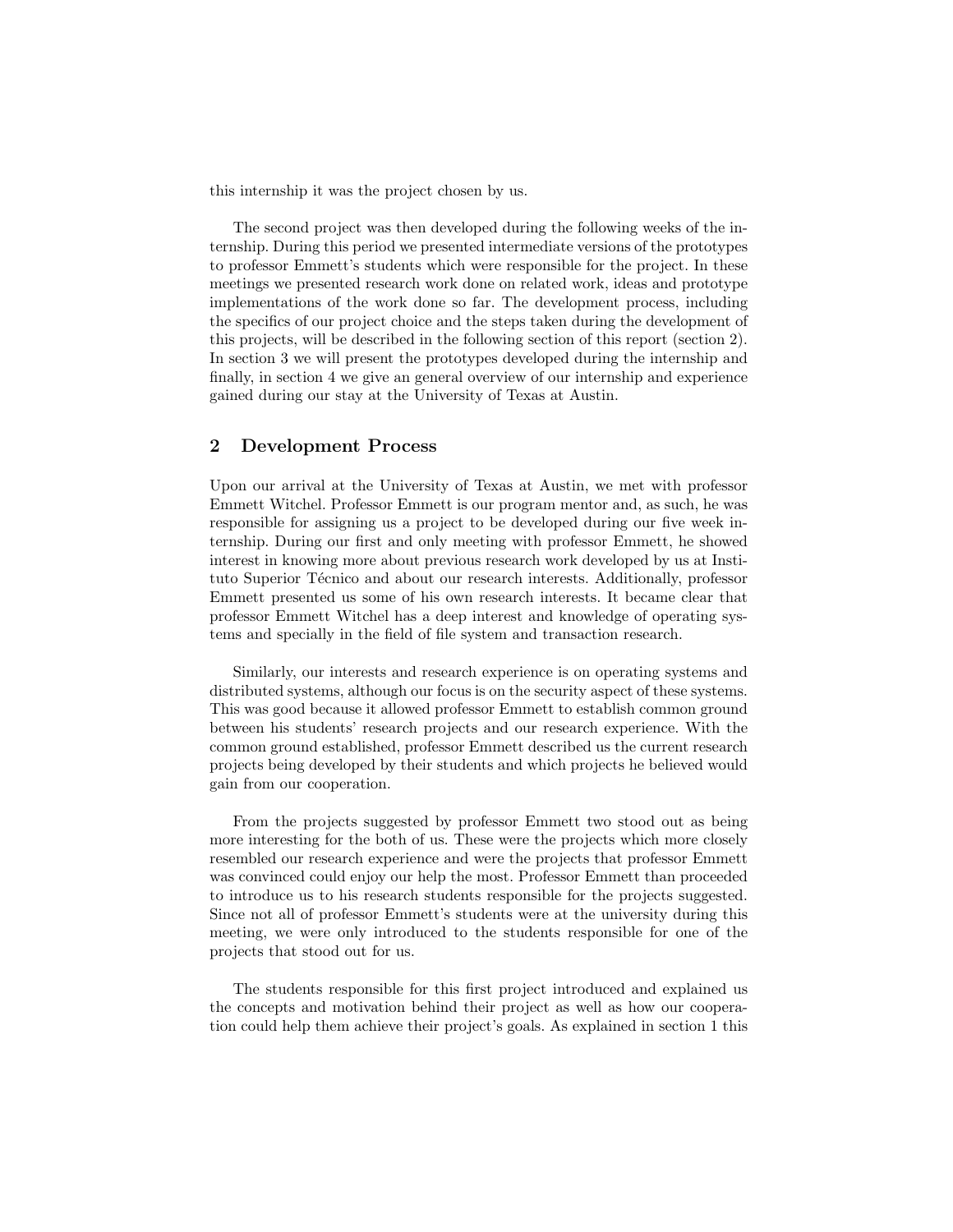this internship it was the project chosen by us.

The second project was then developed during the following weeks of the internship. During this period we presented intermediate versions of the prototypes to professor Emmett's students which were responsible for the project. In these meetings we presented research work done on related work, ideas and prototype implementations of the work done so far. The development process, including the specifics of our project choice and the steps taken during the development of this projects, will be described in the following section of this report (section 2). In section 3 we will present the prototypes developed during the internship and finally, in section 4 we give an general overview of our internship and experience gained during our stay at the University of Texas at Austin.

## 2 Development Process

Upon our arrival at the University of Texas at Austin, we met with professor Emmett Witchel. Professor Emmett is our program mentor and, as such, he was responsible for assigning us a project to be developed during our five week internship. During our first and only meeting with professor Emmett, he showed interest in knowing more about previous research work developed by us at Instituto Superior Técnico and about our research interests. Additionally, professor Emmett presented us some of his own research interests. It became clear that professor Emmett Witchel has a deep interest and knowledge of operating systems and specially in the field of file system and transaction research.

Similarly, our interests and research experience is on operating systems and distributed systems, although our focus is on the security aspect of these systems. This was good because it allowed professor Emmett to establish common ground between his students' research projects and our research experience. With the common ground established, professor Emmett described us the current research projects being developed by their students and which projects he believed would gain from our cooperation.

From the projects suggested by professor Emmett two stood out as being more interesting for the both of us. These were the projects which more closely resembled our research experience and were the projects that professor Emmett was convinced could enjoy our help the most. Professor Emmett than proceeded to introduce us to his research students responsible for the projects suggested. Since not all of professor Emmett's students were at the university during this meeting, we were only introduced to the students responsible for one of the projects that stood out for us.

The students responsible for this first project introduced and explained us the concepts and motivation behind their project as well as how our cooperation could help them achieve their project's goals. As explained in section 1 this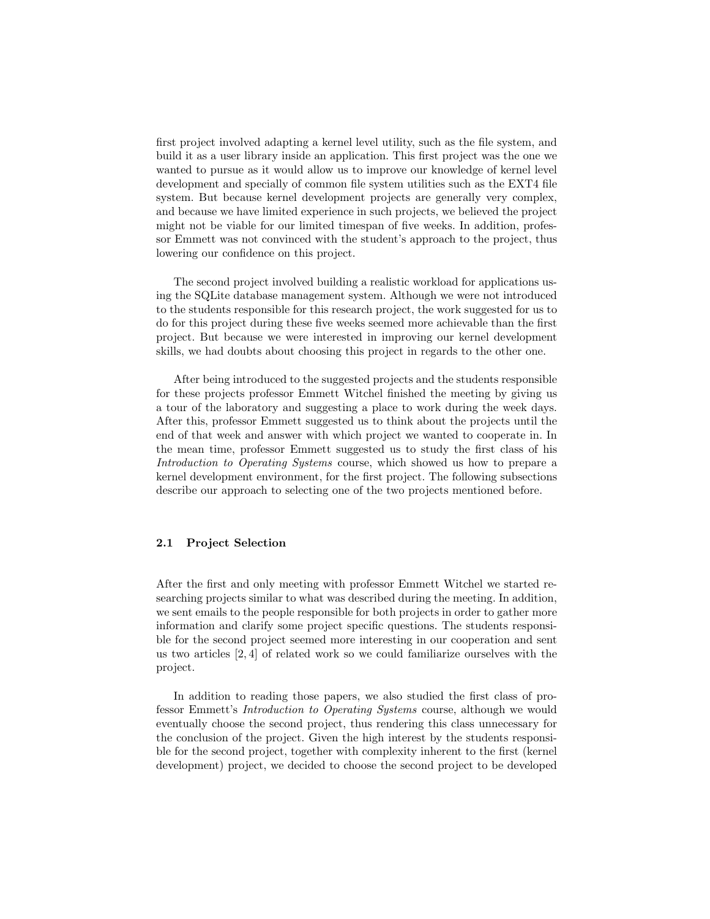first project involved adapting a kernel level utility, such as the file system, and build it as a user library inside an application. This first project was the one we wanted to pursue as it would allow us to improve our knowledge of kernel level development and specially of common file system utilities such as the EXT4 file system. But because kernel development projects are generally very complex, and because we have limited experience in such projects, we believed the project might not be viable for our limited timespan of five weeks. In addition, professor Emmett was not convinced with the student's approach to the project, thus lowering our confidence on this project.

The second project involved building a realistic workload for applications using the SQLite database management system. Although we were not introduced to the students responsible for this research project, the work suggested for us to do for this project during these five weeks seemed more achievable than the first project. But because we were interested in improving our kernel development skills, we had doubts about choosing this project in regards to the other one.

After being introduced to the suggested projects and the students responsible for these projects professor Emmett Witchel finished the meeting by giving us a tour of the laboratory and suggesting a place to work during the week days. After this, professor Emmett suggested us to think about the projects until the end of that week and answer with which project we wanted to cooperate in. In the mean time, professor Emmett suggested us to study the first class of his *Introduction to Operating Systems* course, which showed us how to prepare a kernel development environment, for the first project. The following subsections describe our approach to selecting one of the two projects mentioned before.

### 2.1 Project Selection

After the first and only meeting with professor Emmett Witchel we started researching projects similar to what was described during the meeting. In addition, we sent emails to the people responsible for both projects in order to gather more information and clarify some project specific questions. The students responsible for the second project seemed more interesting in our cooperation and sent us two articles [2, 4] of related work so we could familiarize ourselves with the project.

In addition to reading those papers, we also studied the first class of professor Emmett's *Introduction to Operating Systems* course, although we would eventually choose the second project, thus rendering this class unnecessary for the conclusion of the project. Given the high interest by the students responsible for the second project, together with complexity inherent to the first (kernel development) project, we decided to choose the second project to be developed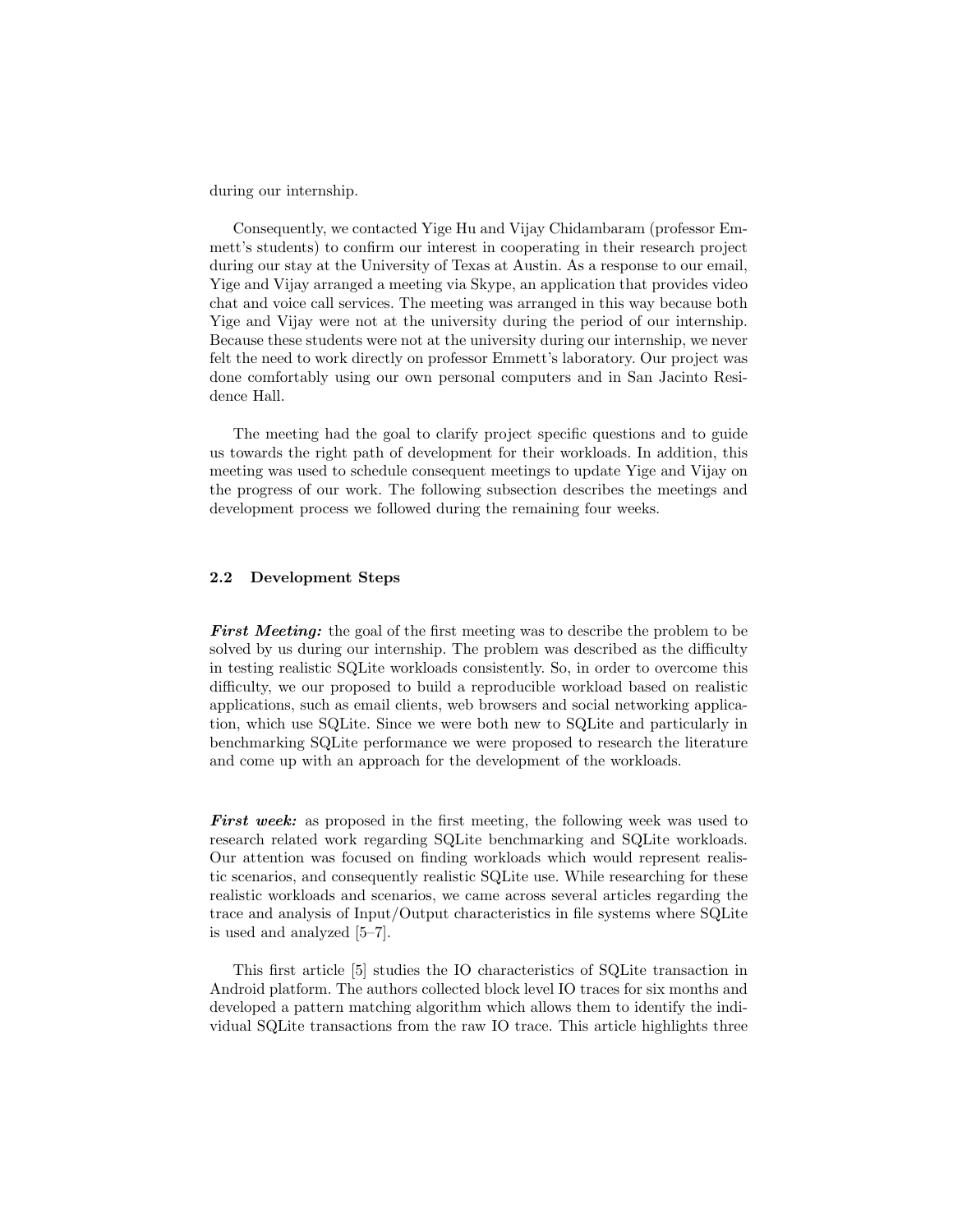during our internship.

Consequently, we contacted Yige Hu and Vijay Chidambaram (professor Emmett's students) to confirm our interest in cooperating in their research project during our stay at the University of Texas at Austin. As a response to our email, Yige and Vijay arranged a meeting via Skype, an application that provides video chat and voice call services. The meeting was arranged in this way because both Yige and Vijay were not at the university during the period of our internship. Because these students were not at the university during our internship, we never felt the need to work directly on professor Emmett's laboratory. Our project was done comfortably using our own personal computers and in San Jacinto Residence Hall.

The meeting had the goal to clarify project specific questions and to guide us towards the right path of development for their workloads. In addition, this meeting was used to schedule consequent meetings to update Yige and Vijay on the progress of our work. The following subsection describes the meetings and development process we followed during the remaining four weeks.

### 2.2 Development Steps

***First Meeting:*** the goal of the first meeting was to describe the problem to be solved by us during our internship. The problem was described as the difficulty in testing realistic SQLite workloads consistently. So, in order to overcome this difficulty, we our proposed to build a reproducible workload based on realistic applications, such as email clients, web browsers and social networking application, which use SQLite. Since we were both new to SQLite and particularly in benchmarking SQLite performance we were proposed to research the literature and come up with an approach for the development of the workloads.

***First week:*** as proposed in the first meeting, the following week was used to research related work regarding SQLite benchmarking and SQLite workloads. Our attention was focused on finding workloads which would represent realistic scenarios, and consequently realistic SQLite use. While researching for these realistic workloads and scenarios, we came across several articles regarding the trace and analysis of Input/Output characteristics in file systems where SQLite is used and analyzed [5–7].

This first article [5] studies the IO characteristics of SQLite transaction in Android platform. The authors collected block level IO traces for six months and developed a pattern matching algorithm which allows them to identify the individual SQLite transactions from the raw IO trace. This article highlights three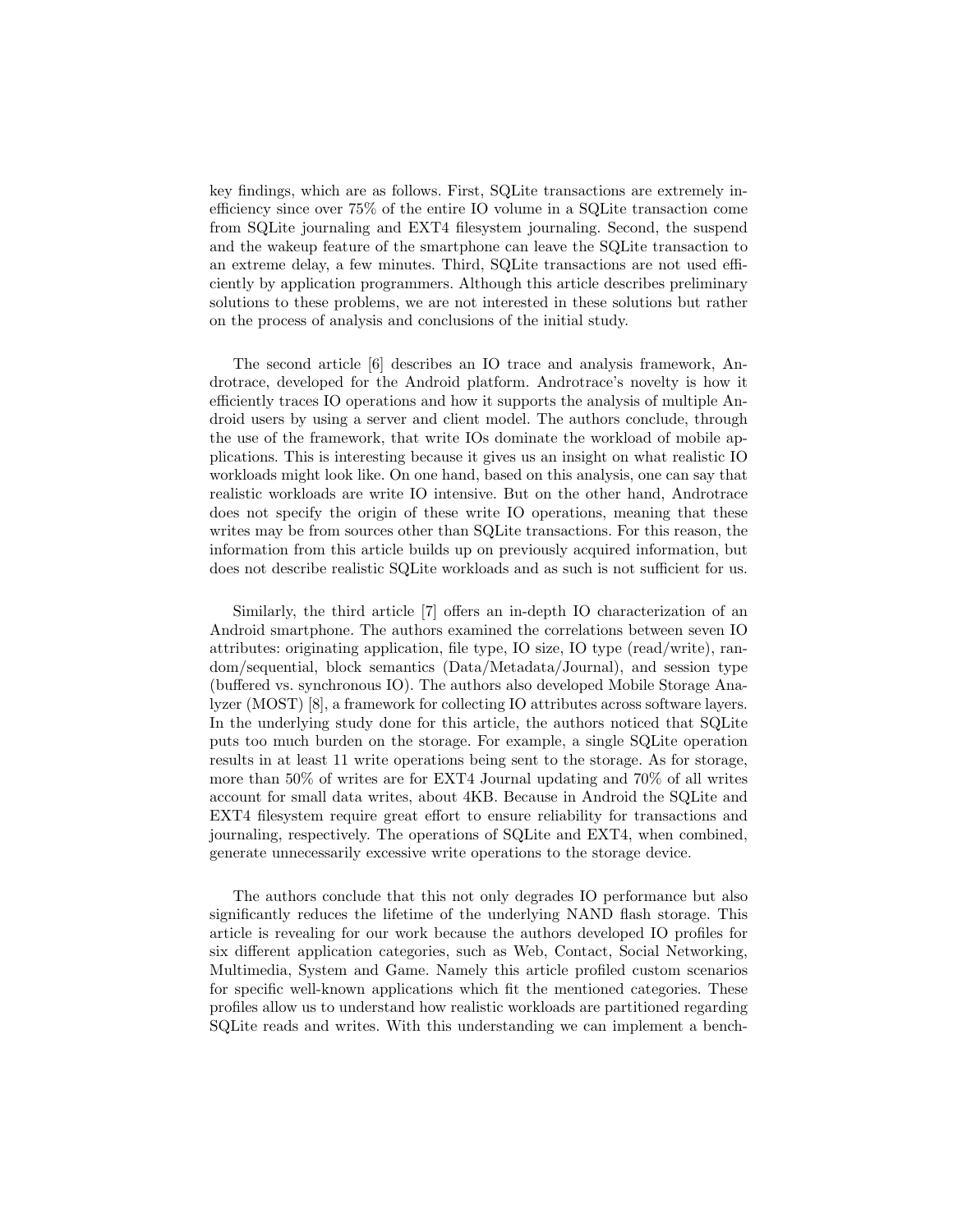key findings, which are as follows. First, SQLite transactions are extremely inefficiency since over 75% of the entire IO volume in a SQLite transaction come from SQLite journaling and EXT4 filesystem journaling. Second, the suspend and the wakeup feature of the smartphone can leave the SQLite transaction to an extreme delay, a few minutes. Third, SQLite transactions are not used efficiently by application programmers. Although this article describes preliminary solutions to these problems, we are not interested in these solutions but rather on the process of analysis and conclusions of the initial study.

The second article [6] describes an IO trace and analysis framework, Androtrace, developed for the Android platform. Androtrace's novelty is how it efficiently traces IO operations and how it supports the analysis of multiple Android users by using a server and client model. The authors conclude, through the use of the framework, that write IOs dominate the workload of mobile applications. This is interesting because it gives us an insight on what realistic IO workloads might look like. On one hand, based on this analysis, one can say that realistic workloads are write IO intensive. But on the other hand, Androtrace does not specify the origin of these write IO operations, meaning that these writes may be from sources other than SQLite transactions. For this reason, the information from this article builds up on previously acquired information, but does not describe realistic SQLite workloads and as such is not sufficient for us.

Similarly, the third article [7] offers an in-depth IO characterization of an Android smartphone. The authors examined the correlations between seven IO attributes: originating application, file type, IO size, IO type (read/write), random/sequential, block semantics (Data/Metadata/Journal), and session type (buffered vs. synchronous IO). The authors also developed Mobile Storage Analyzer (MOST) [8], a framework for collecting IO attributes across software layers. In the underlying study done for this article, the authors noticed that SQLite puts too much burden on the storage. For example, a single SQLite operation results in at least 11 write operations being sent to the storage. As for storage, more than 50% of writes are for EXT4 Journal updating and 70% of all writes account for small data writes, about 4KB. Because in Android the SQLite and EXT4 filesystem require great effort to ensure reliability for transactions and journaling, respectively. The operations of SQLite and EXT4, when combined, generate unnecessarily excessive write operations to the storage device.

The authors conclude that this not only degrades IO performance but also significantly reduces the lifetime of the underlying NAND flash storage. This article is revealing for our work because the authors developed IO profiles for six different application categories, such as Web, Contact, Social Networking, Multimedia, System and Game. Namely this article profiled custom scenarios for specific well-known applications which fit the mentioned categories. These profiles allow us to understand how realistic workloads are partitioned regarding SQLite reads and writes. With this understanding we can implement a bench-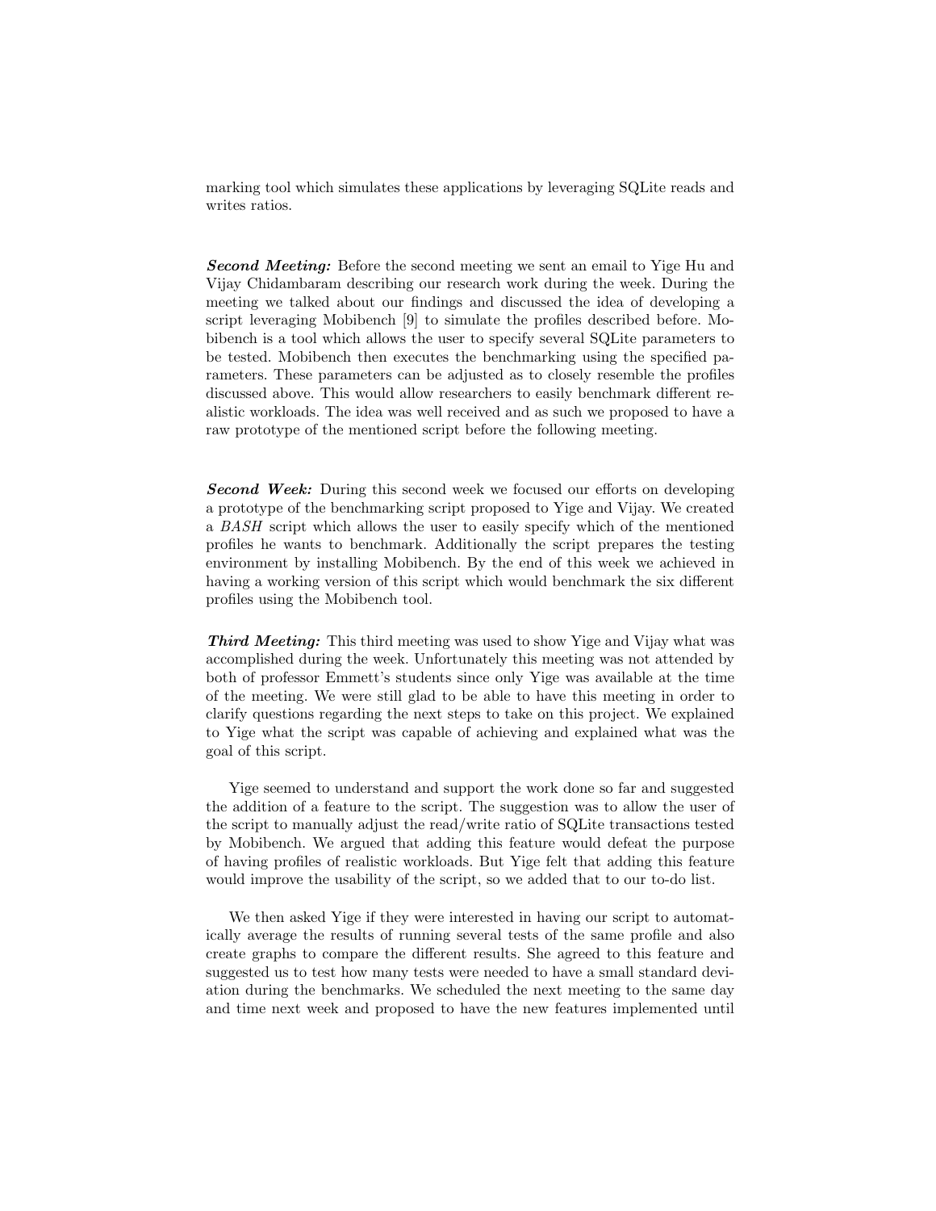marking tool which simulates these applications by leveraging SQLite reads and writes ratios.

***Second Meeting:*** Before the second meeting we sent an email to Yige Hu and Vijay Chidambaram describing our research work during the week. During the meeting we talked about our findings and discussed the idea of developing a script leveraging Mobibench [9] to simulate the profiles described before. Mobibench is a tool which allows the user to specify several SQLite parameters to be tested. Mobibench then executes the benchmarking using the specified parameters. These parameters can be adjusted as to closely resemble the profiles discussed above. This would allow researchers to easily benchmark different realistic workloads. The idea was well received and as such we proposed to have a raw prototype of the mentioned script before the following meeting.

***Second Week:*** During this second week we focused our efforts on developing a prototype of the benchmarking script proposed to Yige and Vijay. We created a *BASH* script which allows the user to easily specify which of the mentioned profiles he wants to benchmark. Additionally the script prepares the testing environment by installing Mobibench. By the end of this week we achieved in having a working version of this script which would benchmark the six different profiles using the Mobibench tool.

***Third Meeting:*** This third meeting was used to show Yige and Vijay what was accomplished during the week. Unfortunately this meeting was not attended by both of professor Emmett's students since only Yige was available at the time of the meeting. We were still glad to be able to have this meeting in order to clarify questions regarding the next steps to take on this project. We explained to Yige what the script was capable of achieving and explained what was the goal of this script.

Yige seemed to understand and support the work done so far and suggested the addition of a feature to the script. The suggestion was to allow the user of the script to manually adjust the read/write ratio of SQLite transactions tested by Mobibench. We argued that adding this feature would defeat the purpose of having profiles of realistic workloads. But Yige felt that adding this feature would improve the usability of the script, so we added that to our to-do list.

We then asked Yige if they were interested in having our script to automatically average the results of running several tests of the same profile and also create graphs to compare the different results. She agreed to this feature and suggested us to test how many tests were needed to have a small standard deviation during the benchmarks. We scheduled the next meeting to the same day and time next week and proposed to have the new features implemented until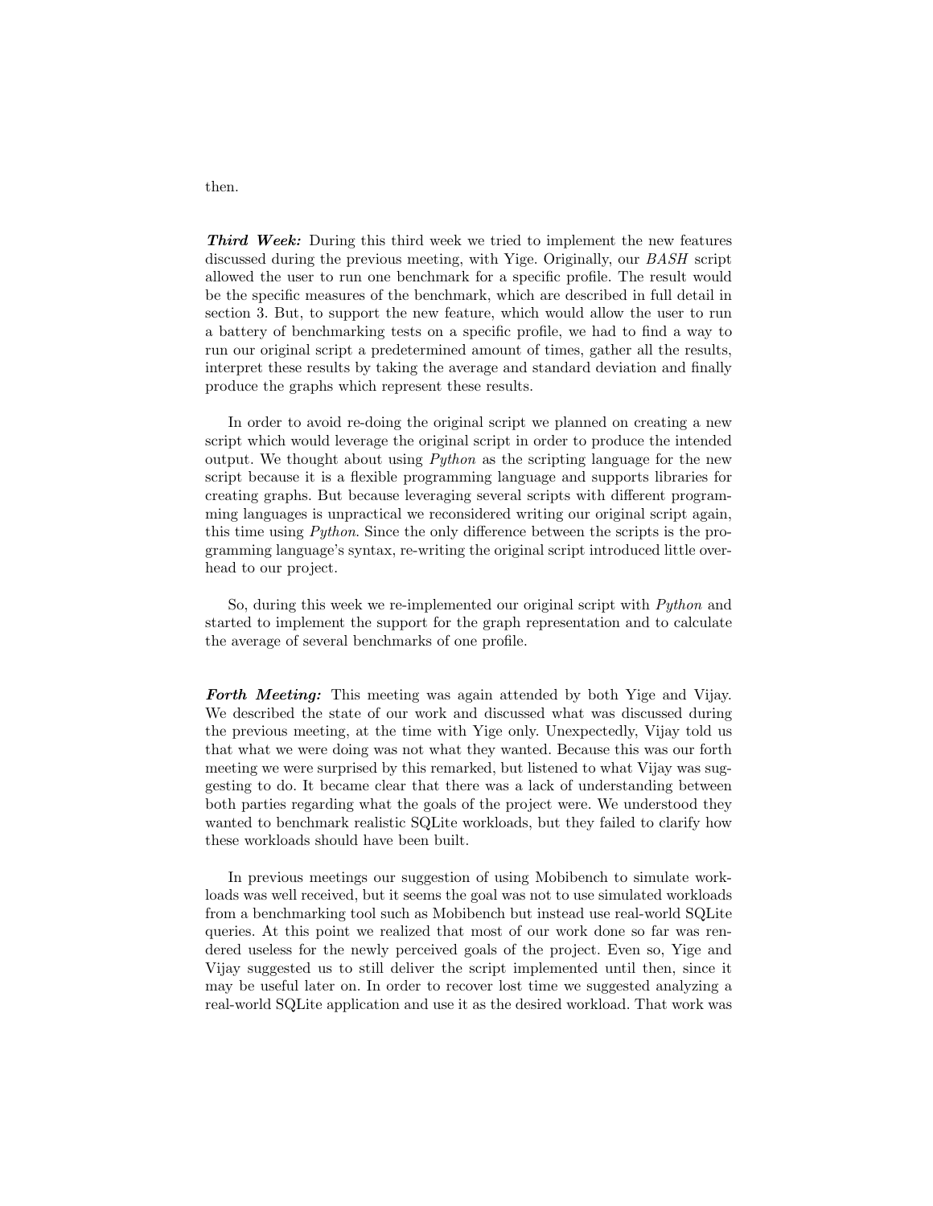then.

***Third Week:*** During this third week we tried to implement the new features discussed during the previous meeting, with Yige. Originally, our *BASH* script allowed the user to run one benchmark for a specific profile. The result would be the specific measures of the benchmark, which are described in full detail in section 3. But, to support the new feature, which would allow the user to run a battery of benchmarking tests on a specific profile, we had to find a way to run our original script a predetermined amount of times, gather all the results, interpret these results by taking the average and standard deviation and finally produce the graphs which represent these results.

In order to avoid re-doing the original script we planned on creating a new script which would leverage the original script in order to produce the intended output. We thought about using *Python* as the scripting language for the new script because it is a flexible programming language and supports libraries for creating graphs. But because leveraging several scripts with different programming languages is unpractical we reconsidered writing our original script again, this time using *Python*. Since the only difference between the scripts is the programming language's syntax, re-writing the original script introduced little overhead to our project.

So, during this week we re-implemented our original script with *Python* and started to implement the support for the graph representation and to calculate the average of several benchmarks of one profile.

***Forth Meeting:*** This meeting was again attended by both Yige and Vijay. We described the state of our work and discussed what was discussed during the previous meeting, at the time with Yige only. Unexpectedly, Vijay told us that what we were doing was not what they wanted. Because this was our forth meeting we were surprised by this remarked, but listened to what Vijay was suggesting to do. It became clear that there was a lack of understanding between both parties regarding what the goals of the project were. We understood they wanted to benchmark realistic SQLite workloads, but they failed to clarify how these workloads should have been built.

In previous meetings our suggestion of using Mobibench to simulate workloads was well received, but it seems the goal was not to use simulated workloads from a benchmarking tool such as Mobibench but instead use real-world SQLite queries. At this point we realized that most of our work done so far was rendered useless for the newly perceived goals of the project. Even so, Yige and Vijay suggested us to still deliver the script implemented until then, since it may be useful later on. In order to recover lost time we suggested analyzing a real-world SQLite application and use it as the desired workload. That work was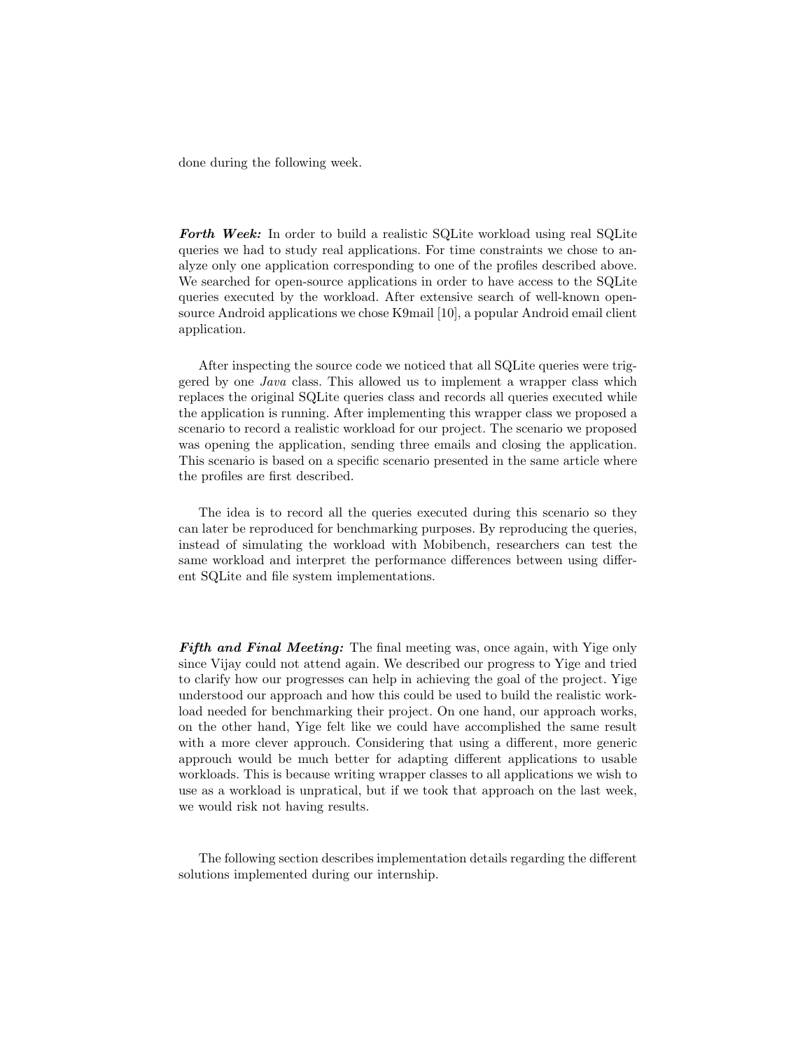done during the following week.

***Forth Week:*** In order to build a realistic SQLite workload using real SQLite queries we had to study real applications. For time constraints we chose to analyze only one application corresponding to one of the profiles described above. We searched for open-source applications in order to have access to the SQLite queries executed by the workload. After extensive search of well-known open-source Android applications we chose K9mail [10], a popular Android email client application.

After inspecting the source code we noticed that all SQLite queries were triggered by one *Java* class. This allowed us to implement a wrapper class which replaces the original SQLite queries class and records all queries executed while the application is running. After implementing this wrapper class we proposed a scenario to record a realistic workload for our project. The scenario we proposed was opening the application, sending three emails and closing the application. This scenario is based on a specific scenario presented in the same article where the profiles are first described.

The idea is to record all the queries executed during this scenario so they can later be reproduced for benchmarking purposes. By reproducing the queries, instead of simulating the workload with Mobibench, researchers can test the same workload and interpret the performance differences between using different SQLite and file system implementations.

***Fifth and Final Meeting:*** The final meeting was, once again, with Yige only since Vijay could not attend again. We described our progress to Yige and tried to clarify how our progresses can help in achieving the goal of the project. Yige understood our approach and how this could be used to build the realistic workload needed for benchmarking their project. On one hand, our approach works, on the other hand, Yige felt like we could have accomplished the same result with a more clever approuch. Considering that using a different, more generic approuch would be much better for adapting different applications to usable workloads. This is because writing wrapper classes to all applications we wish to use as a workload is unpratical, but if we took that approach on the last week, we would risk not having results.

The following section describes implementation details regarding the different solutions implemented during our internship.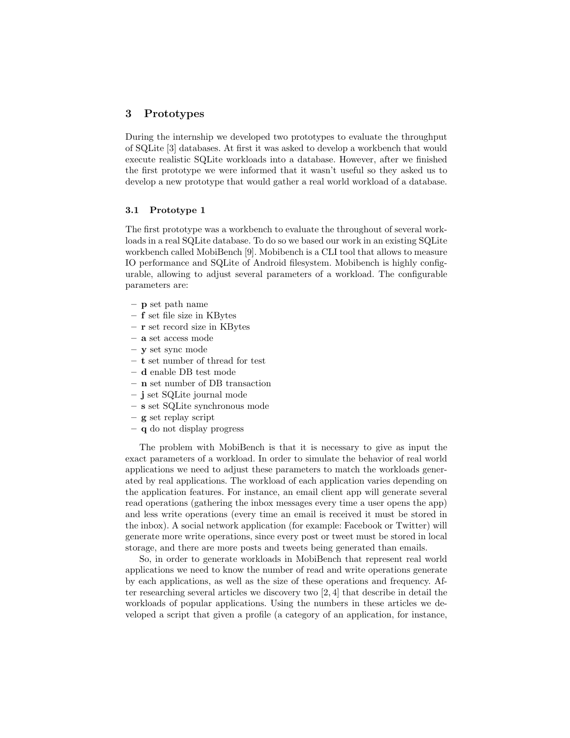## 3 Prototypes

During the internship we developed two prototypes to evaluate the throughput of SQLite [3] databases. At first it was asked to develop a workbench that would execute realistic SQLite workloads into a database. However, after we finished the first prototype we were informed that it wasn't useful so they asked us to develop a new prototype that would gather a real world workload of a database.

### 3.1 Prototype 1

The first prototype was a workbench to evaluate the throughout of several workloads in a real SQLite database. To do so we based our work in an existing SQLite workbench called MobiBench [9]. Mobibench is a CLI tool that allows to measure IO performance and SQLite of Android filesystem. Mobibench is highly configurable, allowing to adjust several parameters of a workload. The configurable parameters are:

- **p** set path name
- **f** set file size in KBytes
- **r** set record size in KBytes
- **a** set access mode
- **y** set sync mode
- **t** set number of thread for test
- **d** enable DB test mode
- **n** set number of DB transaction
- **j** set SQLite journal mode
- **s** set SQLite synchronous mode
- **g** set replay script
- **q** do not display progress

The problem with MobiBench is that it is necessary to give as input the exact parameters of a workload. In order to simulate the behavior of real world applications we need to adjust these parameters to match the workloads generated by real applications. The workload of each application varies depending on the application features. For instance, an email client app will generate several read operations (gathering the inbox messages every time a user opens the app) and less write operations (every time an email is received it must be stored in the inbox). A social network application (for example: Facebook or Twitter) will generate more write operations, since every post or tweet must be stored in local storage, and there are more posts and tweets being generated than emails.

So, in order to generate workloads in MobiBench that represent real world applications we need to know the number of read and write operations generate by each applications, as well as the size of these operations and frequency. After researching several articles we discovery two [2, 4] that describe in detail the workloads of popular applications. Using the numbers in these articles we developed a script that given a profile (a category of an application, for instance,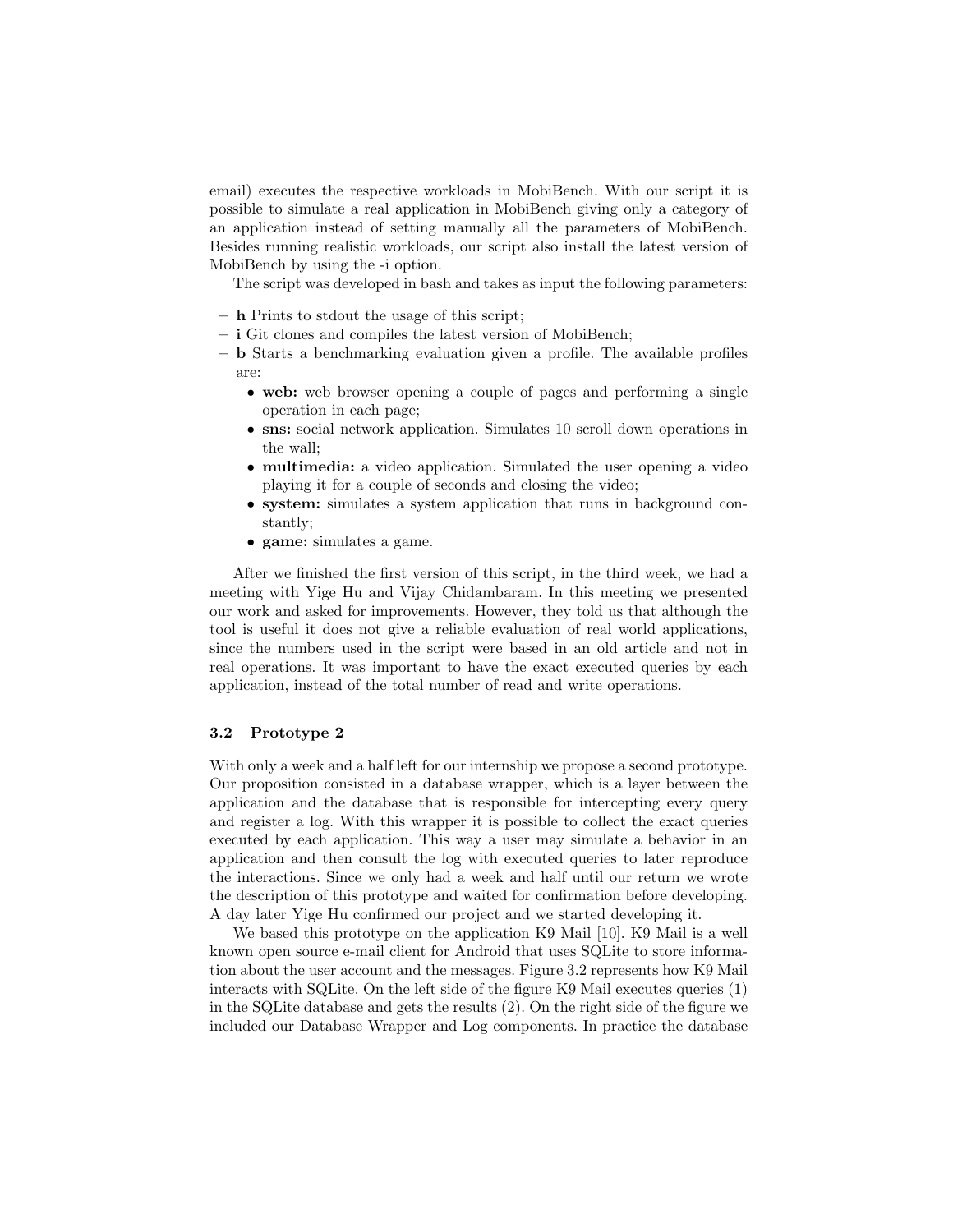email) executes the respective workloads in MobiBench. With our script it is possible to simulate a real application in MobiBench giving only a category of an application instead of setting manually all the parameters of MobiBench. Besides running realistic workloads, our script also install the latest version of MobiBench by using the -i option.

The script was developed in bash and takes as input the following parameters:

- **h** Prints to stdout the usage of this script;
- **i** Git clones and compiles the latest version of MobiBench;
- **b** Starts a benchmarking evaluation given a profile. The available profiles are:
  - **web:** web browser opening a couple of pages and performing a single operation in each page;
  - **sns:** social network application. Simulates 10 scroll down operations in the wall;
  - **multimedia:** a video application. Simulated the user opening a video playing it for a couple of seconds and closing the video;
  - **system:** simulates a system application that runs in background constantly;
  - **game:** simulates a game.

After we finished the first version of this script, in the third week, we had a meeting with Yige Hu and Vijay Chidambaram. In this meeting we presented our work and asked for improvements. However, they told us that although the tool is useful it does not give a reliable evaluation of real world applications, since the numbers used in the script were based in an old article and not in real operations. It was important to have the exact executed queries by each application, instead of the total number of read and write operations.

### 3.2 Prototype 2

With only a week and a half left for our internship we propose a second prototype. Our proposition consisted in a database wrapper, which is a layer between the application and the database that is responsible for intercepting every query and register a log. With this wrapper it is possible to collect the exact queries executed by each application. This way a user may simulate a behavior in an application and then consult the log with executed queries to later reproduce the interactions. Since we only had a week and half until our return we wrote the description of this prototype and waited for confirmation before developing. A day later Yige Hu confirmed our project and we started developing it.

We based this prototype on the application K9 Mail [10]. K9 Mail is a well known open source e-mail client for Android that uses SQLite to store information about the user account and the messages. Figure 3.2 represents how K9 Mail interacts with SQLite. On the left side of the figure K9 Mail executes queries (1) in the SQLite database and gets the results (2). On the right side of the figure we included our Database Wrapper and Log components. In practice the database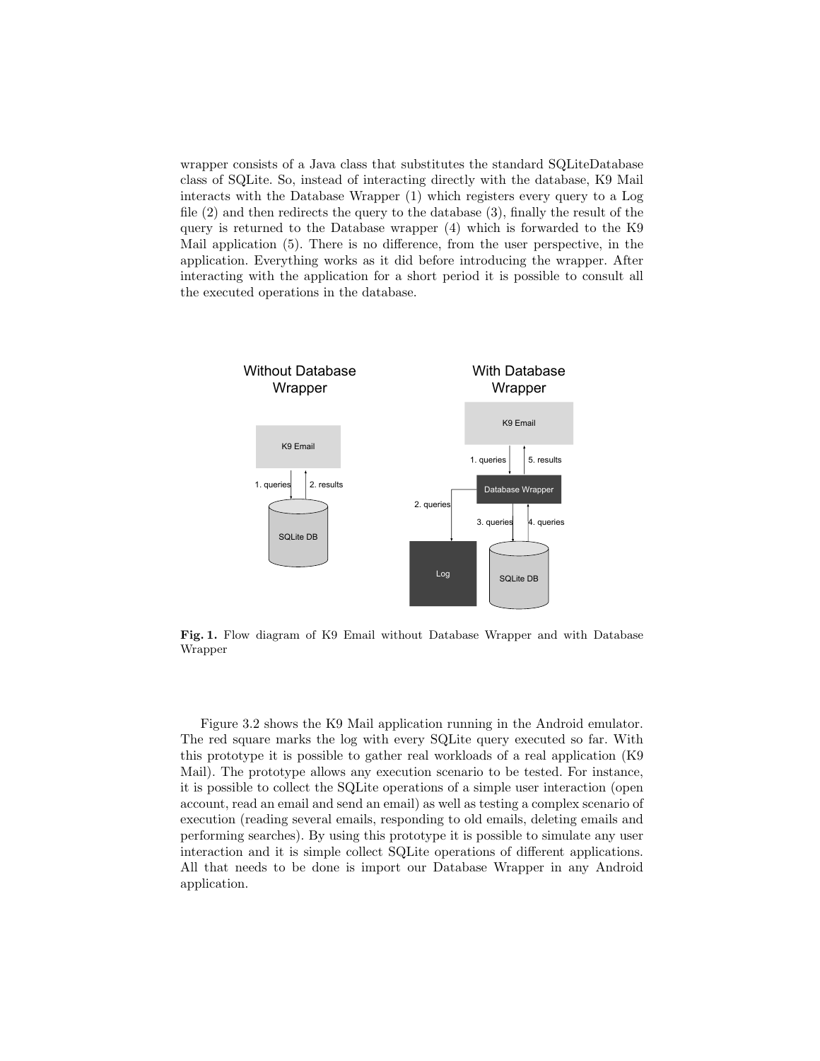wrapper consists of a Java class that substitutes the standard SQLiteDatabase class of SQLite. So, instead of interacting directly with the database, K9 Mail interacts with the Database Wrapper (1) which registers every query to a Log file (2) and then redirects the query to the database (3), finally the result of the query is returned to the Database wrapper (4) which is forwarded to the K9 Mail application (5). There is no difference, from the user perspective, in the application. Everything works as it did before introducing the wrapper. After interacting with the application for a short period it is possible to consult all the executed operations in the database.

**Fig. 1.** Flow diagram of K9 Email without Database Wrapper and with Database Wrapper

Figure 3.2 shows the K9 Mail application running in the Android emulator. The red square marks the log with every SQLite query executed so far. With this prototype it is possible to gather real workloads of a real application (K9 Mail). The prototype allows any execution scenario to be tested. For instance, it is possible to collect the SQLite operations of a simple user interaction (open account, read an email and send an email) as well as testing a complex scenario of execution (reading several emails, responding to old emails, deleting emails and performing searches). By using this prototype it is possible to simulate any user interaction and it is simple collect SQLite operations of different applications. All that needs to be done is import our Database Wrapper in any Android application.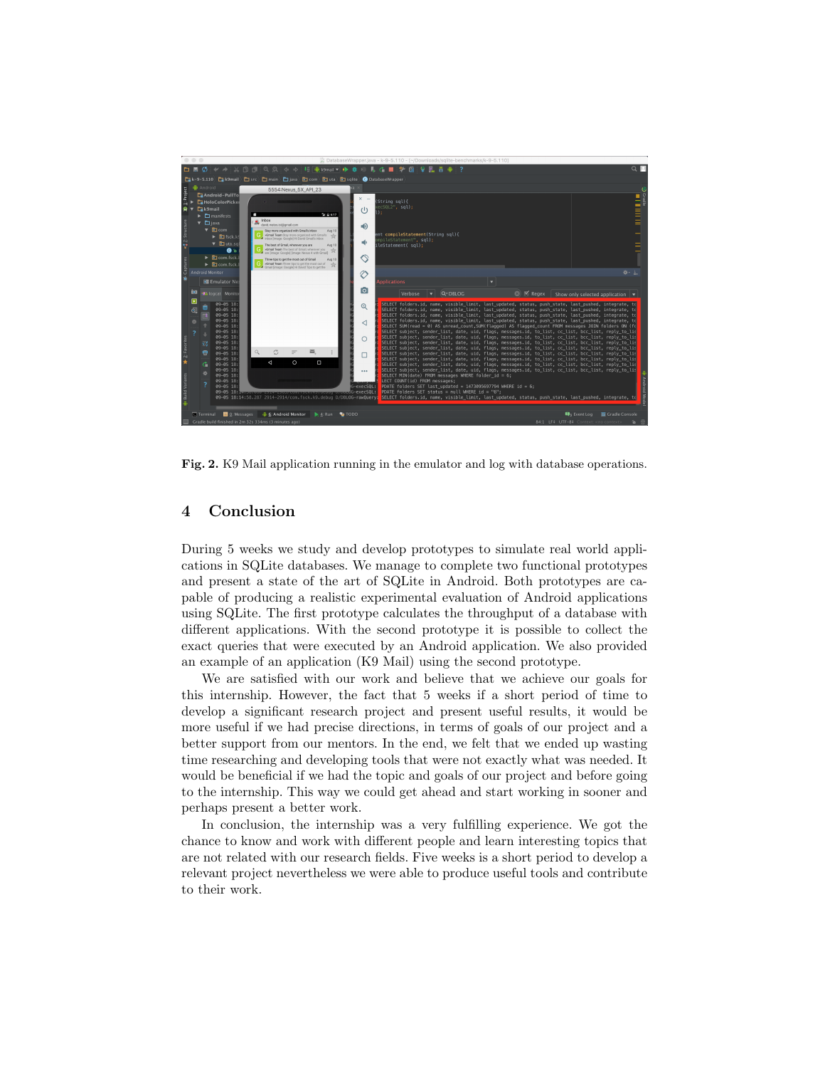**Fig. 2.** K9 Mail application running in the emulator and log with database operations.

## 4 Conclusion

During 5 weeks we study and develop prototypes to simulate real world applications in SQLite databases. We manage to complete two functional prototypes and present a state of the art of SQLite in Android. Both prototypes are capable of producing a realistic experimental evaluation of Android applications using SQLite. The first prototype calculates the throughput of a database with different applications. With the second prototype it is possible to collect the exact queries that were executed by an Android application. We also provided an example of an application (K9 Mail) using the second prototype.

We are satisfied with our work and believe that we achieve our goals for this internship. However, the fact that 5 weeks if a short period of time to develop a significant research project and present useful results, it would be more useful if we had precise directions, in terms of goals of our project and a better support from our mentors. In the end, we felt that we ended up wasting time researching and developing tools that were not exactly what was needed. It would be beneficial if we had the topic and goals of our project and before going to the internship. This way we could get ahead and start working in sooner and perhaps present a better work.

In conclusion, the internship was a very fulfilling experience. We got the chance to know and work with different people and learn interesting topics that are not related with our research fields. Five weeks is a short period to develop a relevant project nevertheless we were able to produce useful tools and contribute to their work.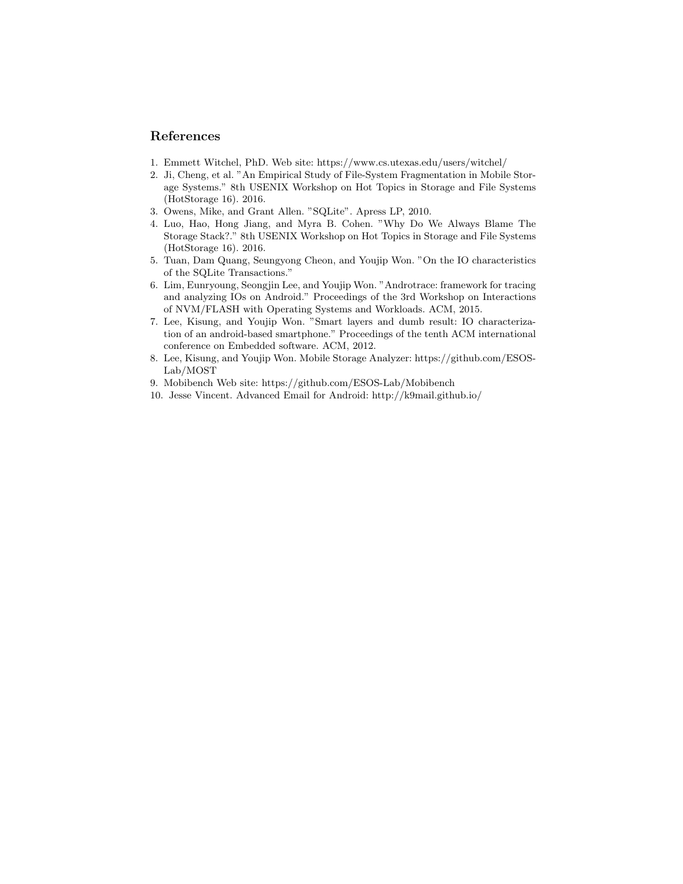## References

1. Emmett Witchel, PhD. Web site: https://www.cs.utexas.edu/users/witchel/
2. Ji, Cheng, et al. "An Empirical Study of File-System Fragmentation in Mobile Storage Systems." 8th USENIX Workshop on Hot Topics in Storage and File Systems (HotStorage 16). 2016.
3. Owens, Mike, and Grant Allen. "SQLite". Apress LP, 2010.
4. Luo, Hao, Hong Jiang, and Myra B. Cohen. "Why Do We Always Blame The Storage Stack?." 8th USENIX Workshop on Hot Topics in Storage and File Systems (HotStorage 16). 2016.
5. Tuan, Dam Quang, Seungyong Cheon, and Youjip Won. "On the IO characteristics of the SQLite Transactions."
6. Lim, Eunryoung, Seongjin Lee, and Youjip Won. "Androtrace: framework for tracing and analyzing IOs on Android." Proceedings of the 3rd Workshop on Interactions of NVM/FLASH with Operating Systems and Workloads. ACM, 2015.
7. Lee, Kisung, and Youjip Won. "Smart layers and dumb result: IO characterization of an android-based smartphone." Proceedings of the tenth ACM international conference on Embedded software. ACM, 2012.
8. Lee, Kisung, and Youjip Won. Mobile Storage Analyzer: https://github.com/ESOS-Lab/MOST
9. Mobibench Web site: https://github.com/ESOS-Lab/Mobibench
10. Jesse Vincent. Advanced Email for Android: http://k9mail.github.io/